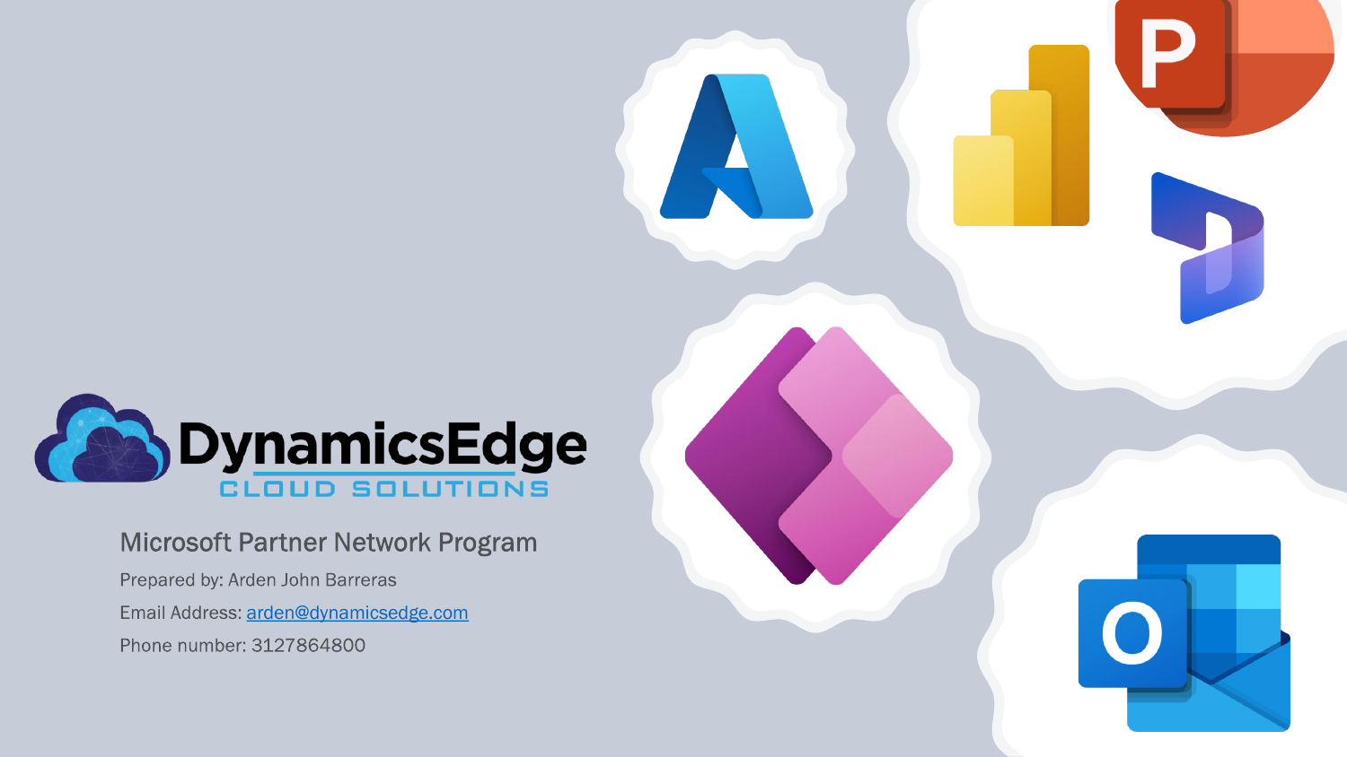DynamicsEdge

CLOUD SOLUTIONS

# Microsoft Partner Network Program

Prepared by: Arden John Barreras

Email Address: arden@dynamicsedge.com

Phone number: 3127864800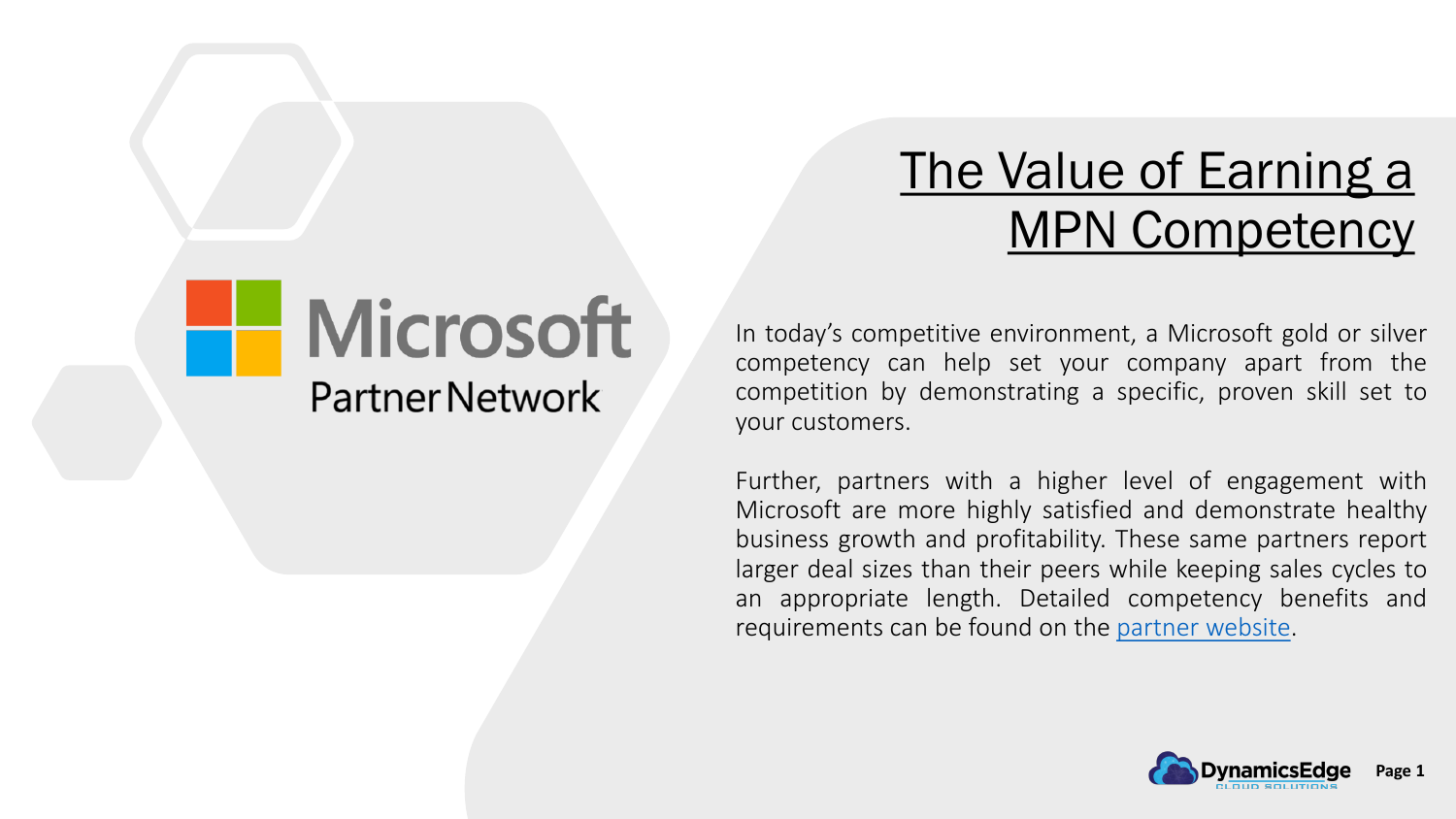# The Value of Earning a MPN Competency

In today's competitive environment, a Microsoft gold or silver competency can help set your company apart from the competition by demonstrating a specific, proven skill set to your customers.

Further, partners with a higher level of engagement with Microsoft are more highly satisfied and demonstrate healthy business growth and profitability. These same partners report larger deal sizes than their peers while keeping sales cycles to an appropriate length. Detailed competency benefits and requirements can be found on the partner website.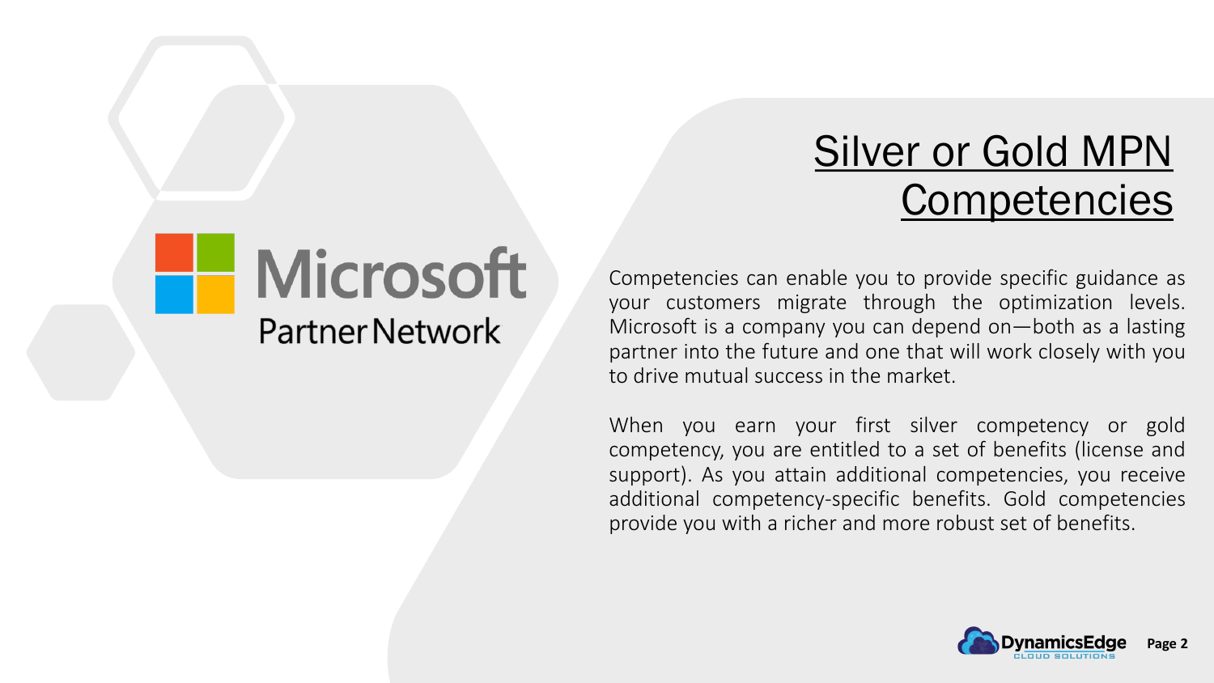# Silver or Gold MPN Competencies

Microsoft Partner Network

Competencies can enable you to provide specific guidance as your customers migrate through the optimization levels. Microsoft is a company you can depend on—both as a lasting partner into the future and one that will work closely with you to drive mutual success in the market.

When you earn your first silver competency or gold competency, you are entitled to a set of benefits (license and support). As you attain additional competencies, you receive additional competency-specific benefits. Gold competencies provide you with a richer and more robust set of benefits.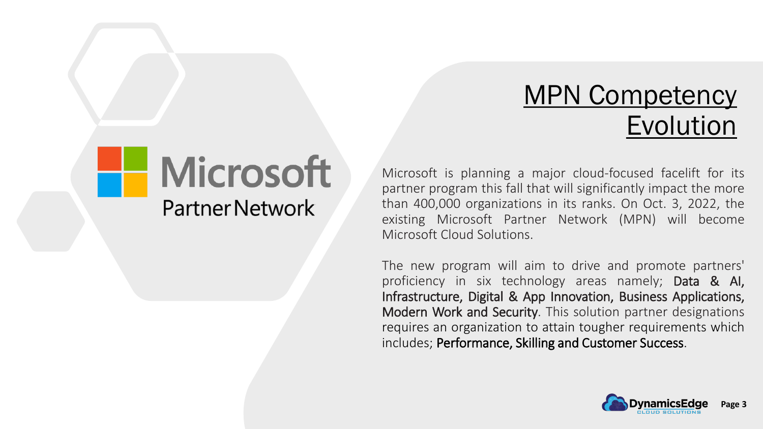Microsoft

Partner Network

# MPN Competency Evolution

Microsoft is planning a major cloud-focused facelift for its partner program this fall that will significantly impact the more than 400,000 organizations in its ranks. On Oct. 3, 2022, the existing Microsoft Partner Network (MPN) will become Microsoft Cloud Solutions.

The new program will aim to drive and promote partners' proficiency in six technology areas namely; Data & AI, Infrastructure, Digital & App Innovation, Business Applications, Modern Work and Security. This solution partner designations requires an organization to attain tougher requirements which includes; Performance, Skilling and Customer Success.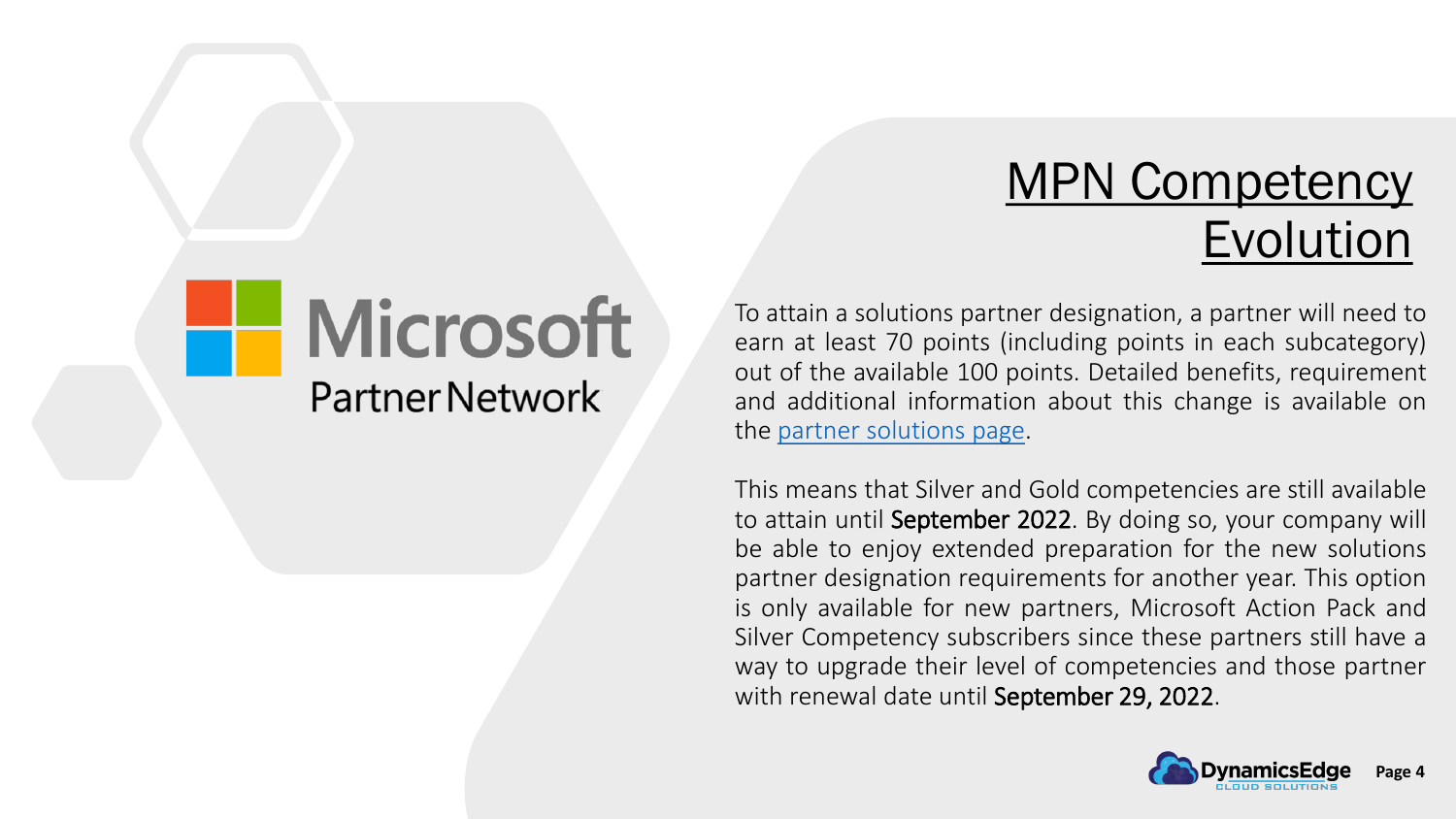# MPN Competency Evolution

To attain a solutions partner designation, a partner will need to earn at least 70 points (including points in each subcategory) out of the available 100 points. Detailed benefits, requirement and additional information about this change is available on the partner solutions page.

This means that Silver and Gold competencies are still available to attain until **September 2022**. By doing so, your company will be able to enjoy extended preparation for the new solutions partner designation requirements for another year. This option is only available for new partners, Microsoft Action Pack and Silver Competency subscribers since these partners still have a way to upgrade their level of competencies and those partner with renewal date until **September 29, 2022**.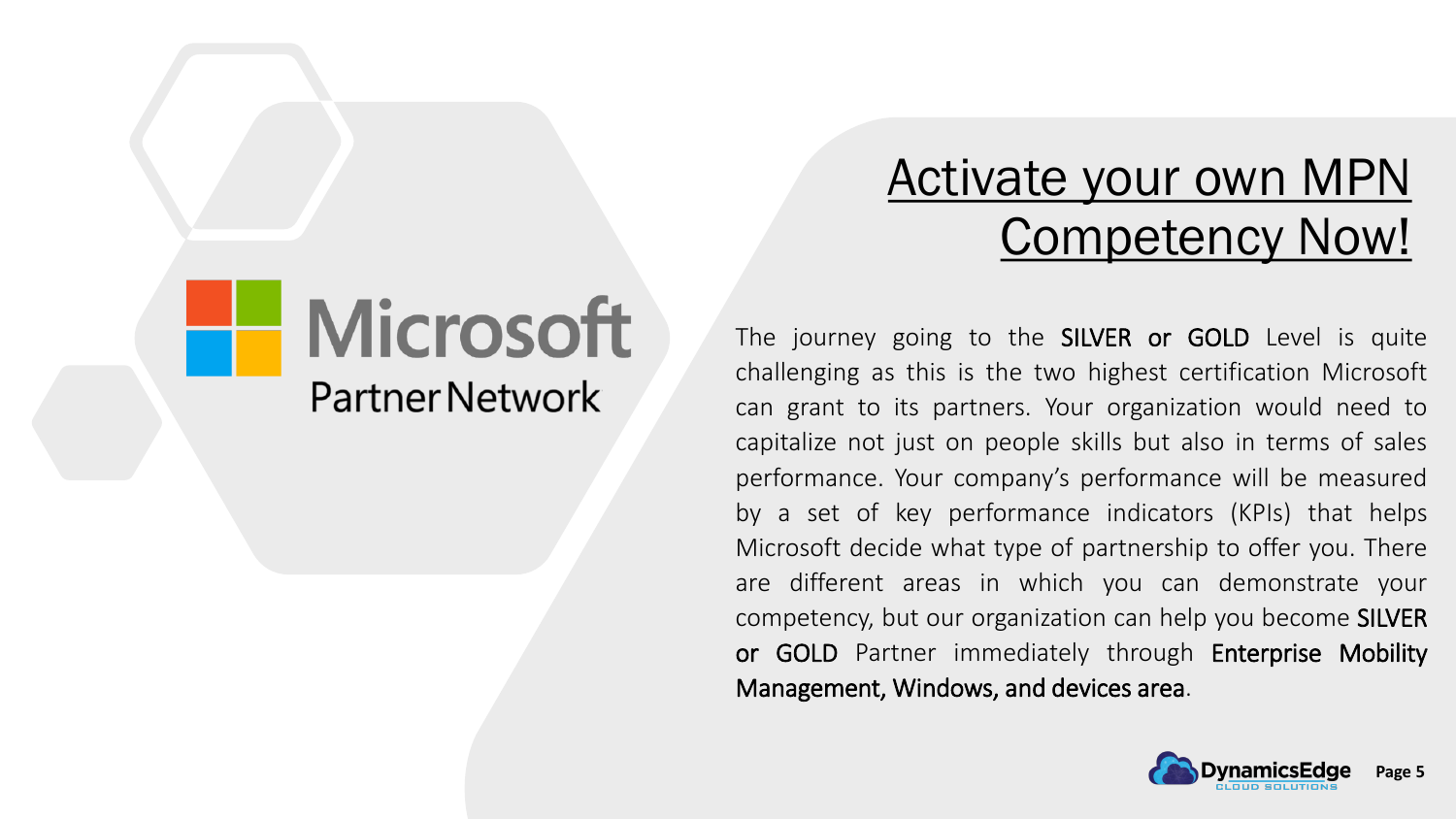# Activate your own MPN Competency Now!

The journey going to the **SILVER or GOLD** Level is quite challenging as this is the two highest certification Microsoft can grant to its partners. Your organization would need to capitalize not just on people skills but also in terms of sales performance. Your company's performance will be measured by a set of key performance indicators (KPIs) that helps Microsoft decide what type of partnership to offer you. There are different areas in which you can demonstrate your competency, but our organization can help you become **SILVER or GOLD** Partner immediately through **Enterprise Mobility Management, Windows, and devices area**.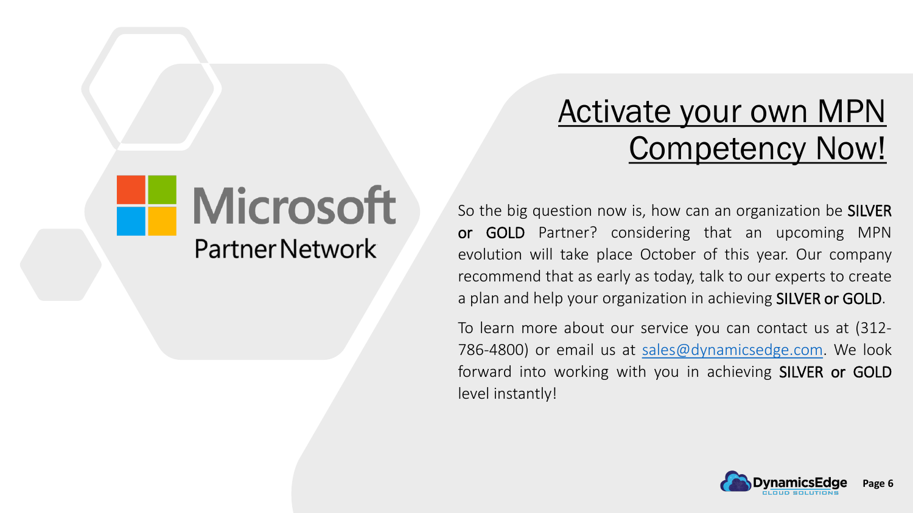# Activate your own MPN Competency Now!

Microsoft Partner Network

So the big question now is, how can an organization be SILVER or GOLD Partner? considering that an upcoming MPN evolution will take place October of this year. Our company recommend that as early as today, talk to our experts to create a plan and help your organization in achieving SILVER or GOLD.

To learn more about our service you can contact us at (312-786-4800) or email us at sales@dynamicsedge.com. We look forward into working with you in achieving SILVER or GOLD level instantly!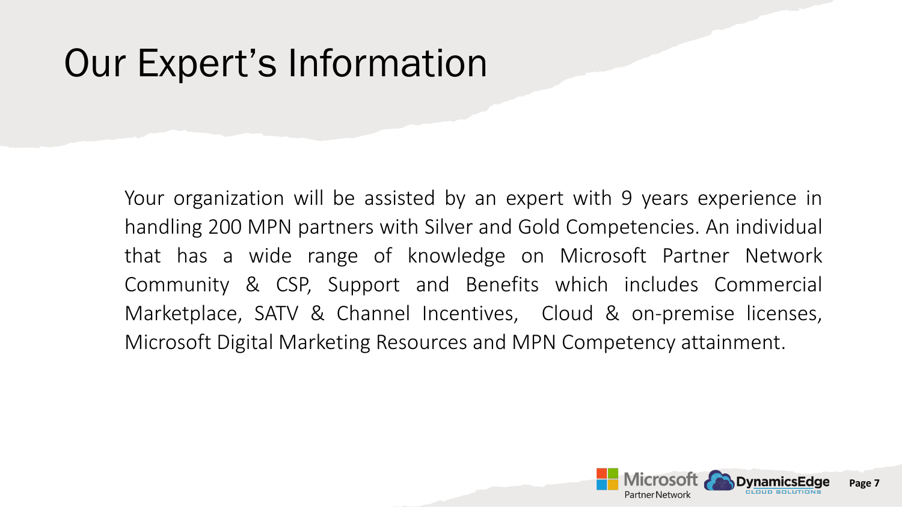# Our Expert's Information

Your organization will be assisted by an expert with 9 years experience in handling 200 MPN partners with Silver and Gold Competencies. An individual that has a wide range of knowledge on Microsoft Partner Network Community & CSP, Support and Benefits which includes Commercial Marketplace, SATV & Channel Incentives, Cloud & on-premise licenses, Microsoft Digital Marketing Resources and MPN Competency attainment.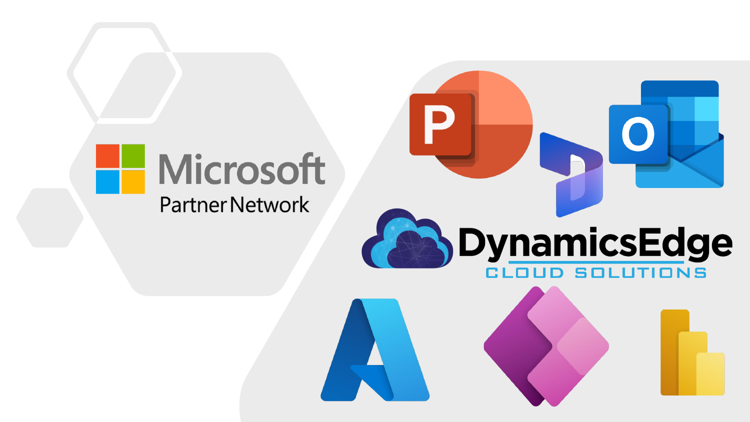Microsoft

Partner Network

DynamicsEdge

CLOUD SOLUTIONS